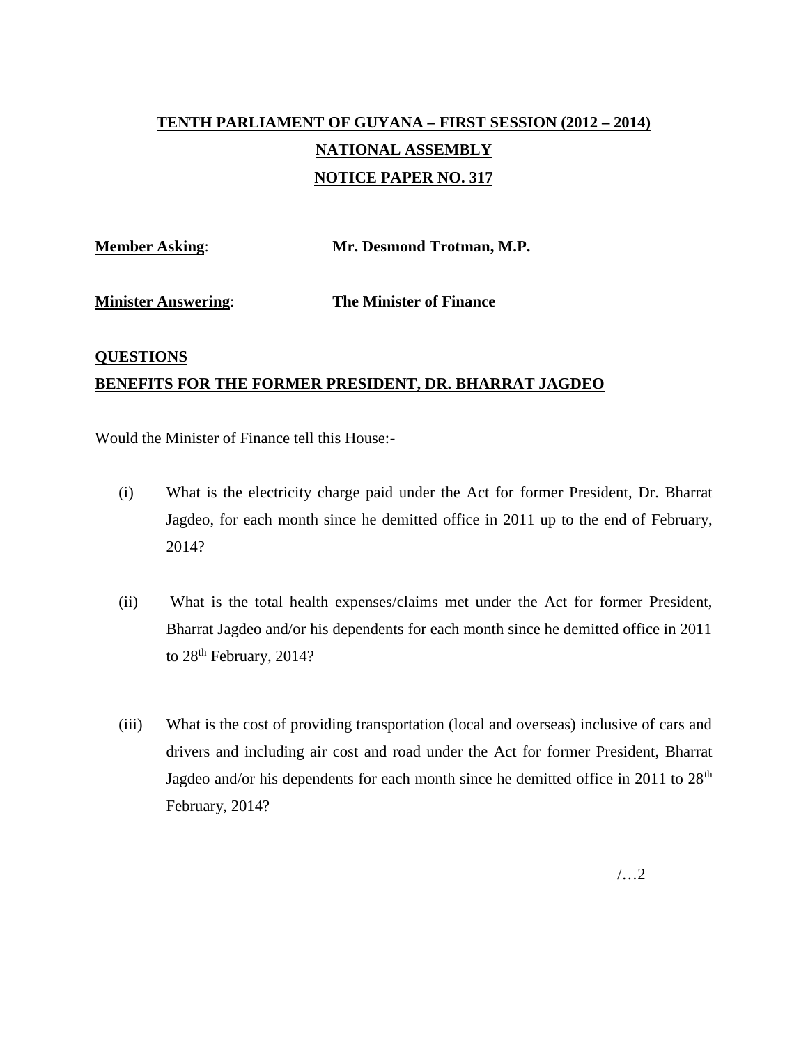# TENTH PARLIAMENT OF GUYANA – FIRST SESSION (2012 – 2014)

## NATIONAL ASSEMBLY

## NOTICE PAPER NO. 317

**Member Asking**: **Mr. Desmond Trotman, M.P.**

**Minister Answering**: **The Minister of Finance**

**QUESTIONS**

**BENEFITS FOR THE FORMER PRESIDENT, DR. BHARRAT JAGDEO**

Would the Minister of Finance tell this House:-

(i) What is the electricity charge paid under the Act for former President, Dr. Bharrat Jagdeo, for each month since he demitted office in 2011 up to the end of February, 2014?

(ii) What is the total health expenses/claims met under the Act for former President, Bharrat Jagdeo and/or his dependents for each month since he demitted office in 2011 to 28th February, 2014?

(iii) What is the cost of providing transportation (local and overseas) inclusive of cars and drivers and including air cost and road under the Act for former President, Bharrat Jagdeo and/or his dependents for each month since he demitted office in 2011 to 28th February, 2014?

/…2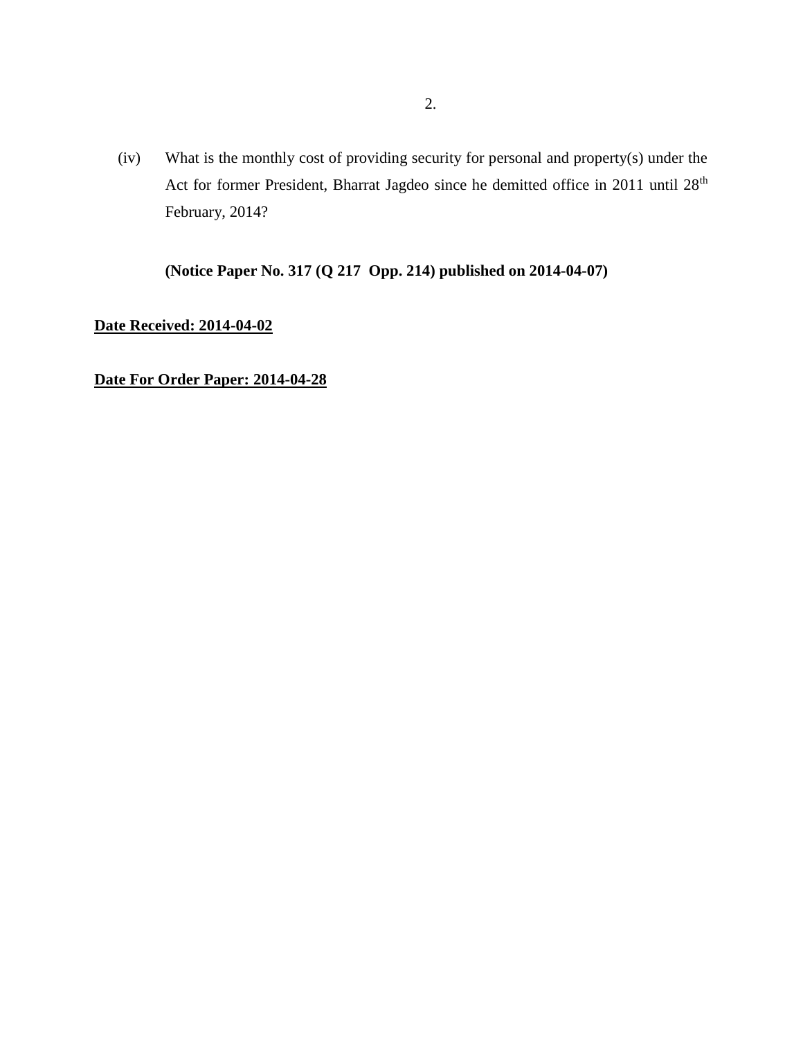(iv) What is the monthly cost of providing security for personal and property(s) under the Act for former President, Bharrat Jagdeo since he demitted office in 2011 until 28th February, 2014?

**(Notice Paper No. 317 (Q 217 Opp. 214) published on 2014-04-07)**

**Date Received: 2014-04-02**

**Date For Order Paper: 2014-04-28**